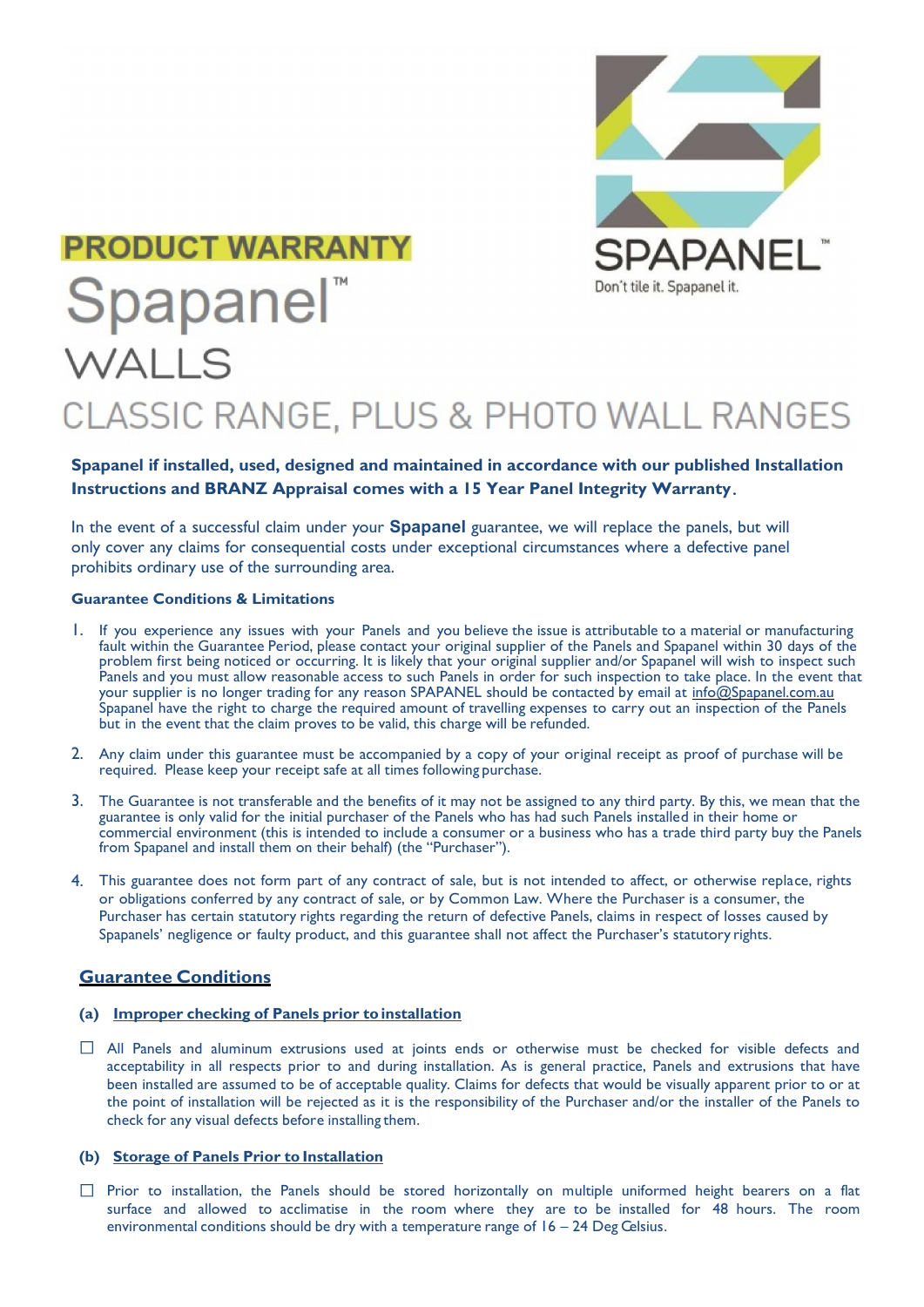SPAPANEL™

Don't tile it. Spapanel it.

# PRODUCT WARRANTY

# Spapanel™

## WALLS

## CLASSIC RANGE, PLUS & PHOTO WALL RANGES

**Spapanel if installed, used, designed and maintained in accordance with our published Installation Instructions and BRANZ Appraisal comes with a 15 Year Panel Integrity Warranty.**

In the event of a successful claim under your **Spapanel** guarantee, we will replace the panels, but will only cover any claims for consequential costs under exceptional circumstances where a defective panel prohibits ordinary use of the surrounding area.

**Guarantee Conditions & Limitations**

1. If you experience any issues with your Panels and you believe the issue is attributable to a material or manufacturing fault within the Guarantee Period, please contact your original supplier of the Panels and Spapanel within 30 days of the problem first being noticed or occurring. It is likely that your original supplier and/or Spapanel will wish to inspect such Panels and you must allow reasonable access to such Panels in order for such inspection to take place. In the event that your supplier is no longer trading for any reason SPAPANEL should be contacted by email at info@Spapanel.com.au Spapanel have the right to charge the required amount of travelling expenses to carry out an inspection of the Panels but in the event that the claim proves to be valid, this charge will be refunded.

2. Any claim under this guarantee must be accompanied by a copy of your original receipt as proof of purchase will be required. Please keep your receipt safe at all times following purchase.

3. The Guarantee is not transferable and the benefits of it may not be assigned to any third party. By this, we mean that the guarantee is only valid for the initial purchaser of the Panels who has had such Panels installed in their home or commercial environment (this is intended to include a consumer or a business who has a trade third party buy the Panels from Spapanel and install them on their behalf) (the "Purchaser").

4. This guarantee does not form part of any contract of sale, but is not intended to affect, or otherwise replace, rights or obligations conferred by any contract of sale, or by Common Law. Where the Purchaser is a consumer, the Purchaser has certain statutory rights regarding the return of defective Panels, claims in respect of losses caused by Spapanels' negligence or faulty product, and this guarantee shall not affect the Purchaser's statutory rights.

## Guarantee Conditions

### (a) Improper checking of Panels prior to installation

- ☐ All Panels and aluminum extrusions used at joints ends or otherwise must be checked for visible defects and acceptability in all respects prior to and during installation. As is general practice, Panels and extrusions that have been installed are assumed to be of acceptable quality. Claims for defects that would be visually apparent prior to or at the point of installation will be rejected as it is the responsibility of the Purchaser and/or the installer of the Panels to check for any visual defects before installing them.

### (b) Storage of Panels Prior to Installation

- ☐ Prior to installation, the Panels should be stored horizontally on multiple uniformed height bearers on a flat surface and allowed to acclimatise in the room where they are to be installed for 48 hours. The room environmental conditions should be dry with a temperature range of 16 – 24 Deg Celsius.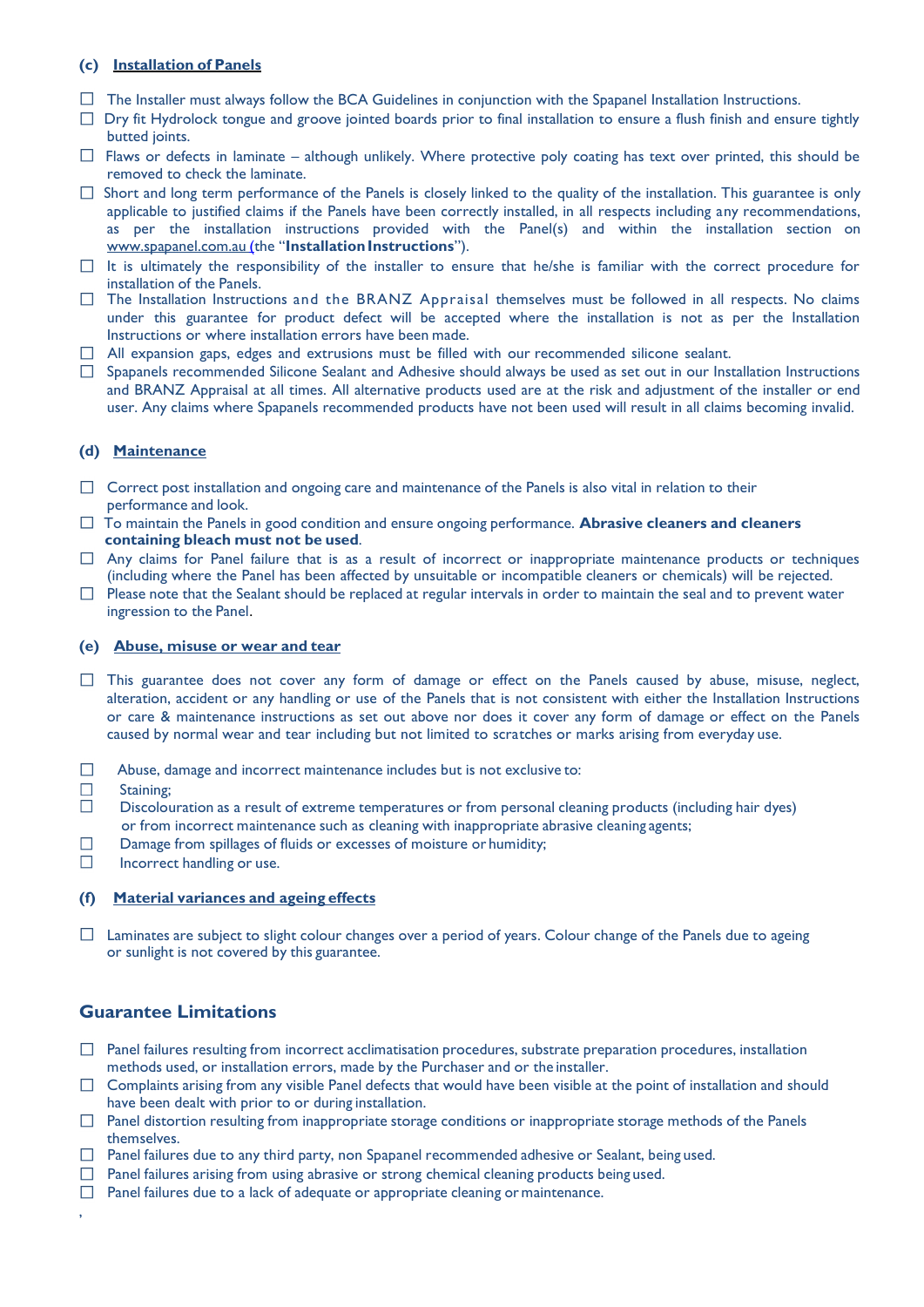### (c) Installation of Panels

- ☐ The Installer must always follow the BCA Guidelines in conjunction with the Spapanel Installation Instructions.
- ☐ Dry fit Hydrolock tongue and groove jointed boards prior to final installation to ensure a flush finish and ensure tightly butted joints.
- ☐ Flaws or defects in laminate – although unlikely. Where protective poly coating has text over printed, this should be removed to check the laminate.
- ☐ Short and long term performance of the Panels is closely linked to the quality of the installation. This guarantee is only applicable to justified claims if the Panels have been correctly installed, in all respects including any recommendations, as per the installation instructions provided with the Panel(s) and within the installation section on www.spapanel.com.au (the "**Installation Instructions**").
- ☐ It is ultimately the responsibility of the installer to ensure that he/she is familiar with the correct procedure for installation of the Panels.
- ☐ The Installation Instructions and the BRANZ Appraisal themselves must be followed in all respects. No claims under this guarantee for product defect will be accepted where the installation is not as per the Installation Instructions or where installation errors have been made.
- ☐ All expansion gaps, edges and extrusions must be filled with our recommended silicone sealant.
- ☐ Spapanels recommended Silicone Sealant and Adhesive should always be used as set out in our Installation Instructions and BRANZ Appraisal at all times. All alternative products used are at the risk and adjustment of the installer or end user. Any claims where Spapanels recommended products have not been used will result in all claims becoming invalid.

### (d) Maintenance

- ☐ Correct post installation and ongoing care and maintenance of the Panels is also vital in relation to their performance and look.
- ☐ To maintain the Panels in good condition and ensure ongoing performance. **Abrasive cleaners and cleaners containing bleach must not be used**.
- ☐ Any claims for Panel failure that is as a result of incorrect or inappropriate maintenance products or techniques (including where the Panel has been affected by unsuitable or incompatible cleaners or chemicals) will be rejected.
- ☐ Please note that the Sealant should be replaced at regular intervals in order to maintain the seal and to prevent water ingression to the Panel.

### (e) Abuse, misuse or wear and tear

- ☐ This guarantee does not cover any form of damage or effect on the Panels caused by abuse, misuse, neglect, alteration, accident or any handling or use of the Panels that is not consistent with either the Installation Instructions or care & maintenance instructions as set out above nor does it cover any form of damage or effect on the Panels caused by normal wear and tear including but not limited to scratches or marks arising from everyday use.

- ☐ Abuse, damage and incorrect maintenance includes but is not exclusive to:
- ☐ Staining;
- ☐ Discolouration as a result of extreme temperatures or from personal cleaning products (including hair dyes) or from incorrect maintenance such as cleaning with inappropriate abrasive cleaning agents;
- ☐ Damage from spillages of fluids or excesses of moisture or humidity;
- ☐ Incorrect handling or use.

### (f) Material variances and ageing effects

- ☐ Laminates are subject to slight colour changes over a period of years. Colour change of the Panels due to ageing or sunlight is not covered by this guarantee.

## Guarantee Limitations

- ☐ Panel failures resulting from incorrect acclimatisation procedures, substrate preparation procedures, installation methods used, or installation errors, made by the Purchaser and or the installer.
- ☐ Complaints arising from any visible Panel defects that would have been visible at the point of installation and should have been dealt with prior to or during installation.
- ☐ Panel distortion resulting from inappropriate storage conditions or inappropriate storage methods of the Panels themselves.
- ☐ Panel failures due to any third party, non Spapanel recommended adhesive or Sealant, being used.
- ☐ Panel failures arising from using abrasive or strong chemical cleaning products being used.
- ☐ Panel failures due to a lack of adequate or appropriate cleaning or maintenance.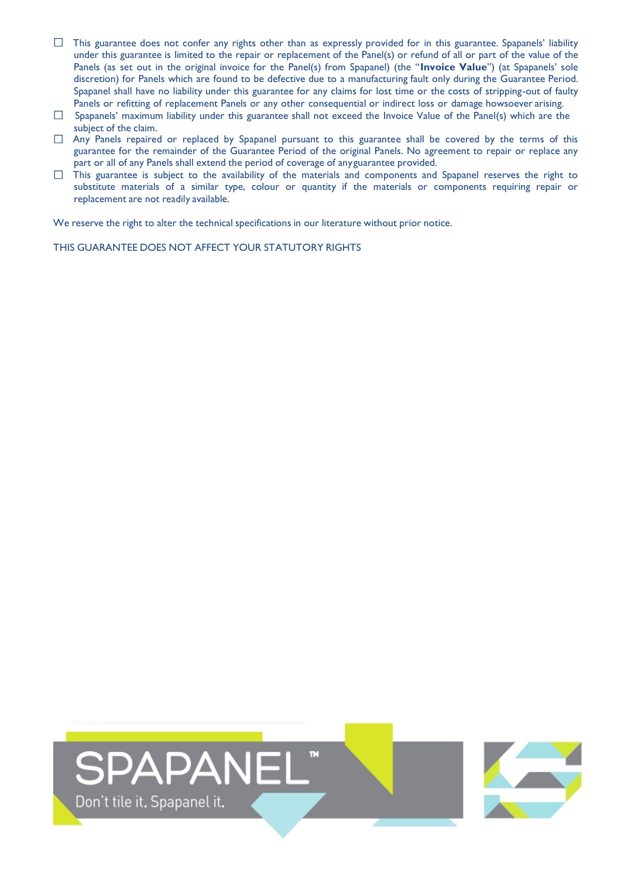- This guarantee does not confer any rights other than as expressly provided for in this guarantee. Spapanels' liability under this guarantee is limited to the repair or replacement of the Panel(s) or refund of all or part of the value of the Panels (as set out in the original invoice for the Panel(s) from Spapanel) (the "**Invoice Value**") (at Spapanels' sole discretion) for Panels which are found to be defective due to a manufacturing fault only during the Guarantee Period. Spapanel shall have no liability under this guarantee for any claims for lost time or the costs of stripping-out of faulty Panels or refitting of replacement Panels or any other consequential or indirect loss or damage howsoever arising.
- Spapanels' maximum liability under this guarantee shall not exceed the Invoice Value of the Panel(s) which are the subject of the claim.
- Any Panels repaired or replaced by Spapanel pursuant to this guarantee shall be covered by the terms of this guarantee for the remainder of the Guarantee Period of the original Panels. No agreement to repair or replace any part or all of any Panels shall extend the period of coverage of any guarantee provided.
- This guarantee is subject to the availability of the materials and components and Spapanel reserves the right to substitute materials of a similar type, colour or quantity if the materials or components requiring repair or replacement are not readily available.

We reserve the right to alter the technical specifications in our literature without prior notice.

THIS GUARANTEE DOES NOT AFFECT YOUR STATUTORY RIGHTS

SPAPANEL™

Don't tile it. Spapanel it.